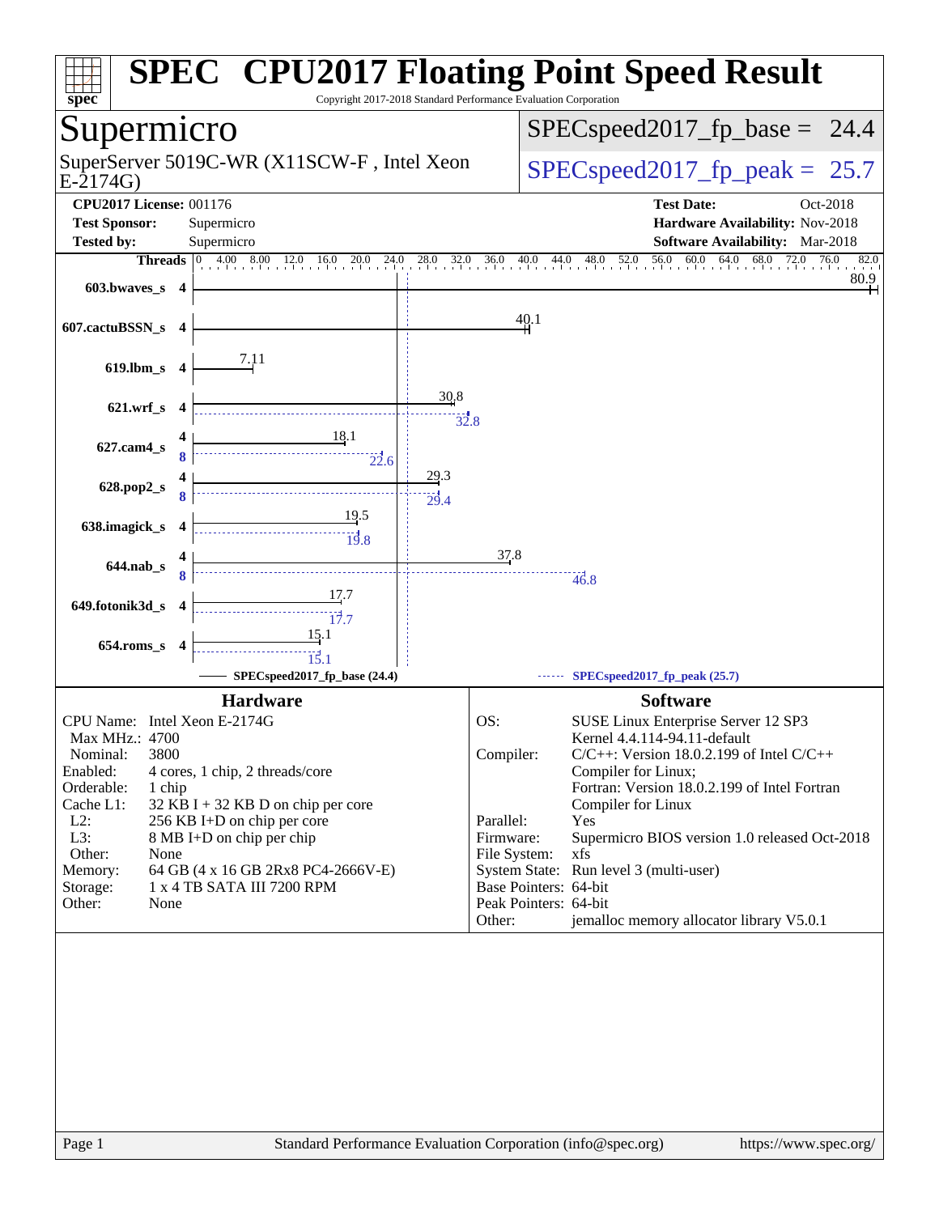# SPEC CPU2017 Floating Point Speed Result

Copyright 2017-2018 Standard Performance Evaluation Corporation

## Supermicro

SuperServer 5019C-WR (X11SCW-F , Intel Xeon E-2174G)

SPECspeed2017_fp_base = 24.4

SPECspeed2017_fp_peak = 25.7

**CPU2017 License:** 001176
**Test Sponsor:** Supermicro
**Tested by:** Supermicro

**Test Date:** Oct-2018
**Hardware Availability:** Nov-2018
**Software Availability:** Mar-2018

| Benchmark | Threads (base) | Base | Threads (peak) | Peak |
|---|---|---|---|---|
| 603.bwaves_s | 4 | 80.9 | 4 | 80.9 |
| 607.cactuBSSN_s | 4 | 40.1 | 4 | 40.1 |
| 619.lbm_s | 4 | 7.11 | 4 | 7.11 |
| 621.wrf_s | 4 | 30.8 | 4 | 32.8 |
| 627.cam4_s | 4 | 18.1 | 8 | 22.6 |
| 628.pop2_s | 4 | 29.3 | 8 | 29.4 |
| 638.imagick_s | 4 | 19.5 | 4 | 19.8 |
| 644.nab_s | 4 | 37.8 | 8 | 46.8 |
| 649.fotonik3d_s | 4 | 17.7 | 4 | 17.7 |
| 654.roms_s | 4 | 15.1 | 4 | 15.1 |

SPECspeed2017_fp_base (24.4) — SPECspeed2017_fp_peak (25.7)

### Hardware

| | |
|---|---|
| CPU Name: | Intel Xeon E-2174G |
| Max MHz.: | 4700 |
| Nominal: | 3800 |
| Enabled: | 4 cores, 1 chip, 2 threads/core |
| Orderable: | 1 chip |
| Cache L1: | 32 KB I + 32 KB D on chip per core |
| L2: | 256 KB I+D on chip per core |
| L3: | 8 MB I+D on chip per chip |
| Other: | None |
| Memory: | 64 GB (4 x 16 GB 2Rx8 PC4-2666V-E) |
| Storage: | 1 x 4 TB SATA III 7200 RPM |
| Other: | None |

### Software

| | |
|---|---|
| OS: | SUSE Linux Enterprise Server 12 SP3 Kernel 4.4.114-94.11-default |
| Compiler: | C/C++: Version 18.0.2.199 of Intel C/C++ Compiler for Linux; Fortran: Version 18.0.2.199 of Intel Fortran Compiler for Linux |
| Parallel: | Yes |
| Firmware: | Supermicro BIOS version 1.0 released Oct-2018 |
| File System: | xfs |
| System State: | Run level 3 (multi-user) |
| Base Pointers: | 64-bit |
| Peak Pointers: | 64-bit |
| Other: | jemalloc memory allocator library V5.0.1 |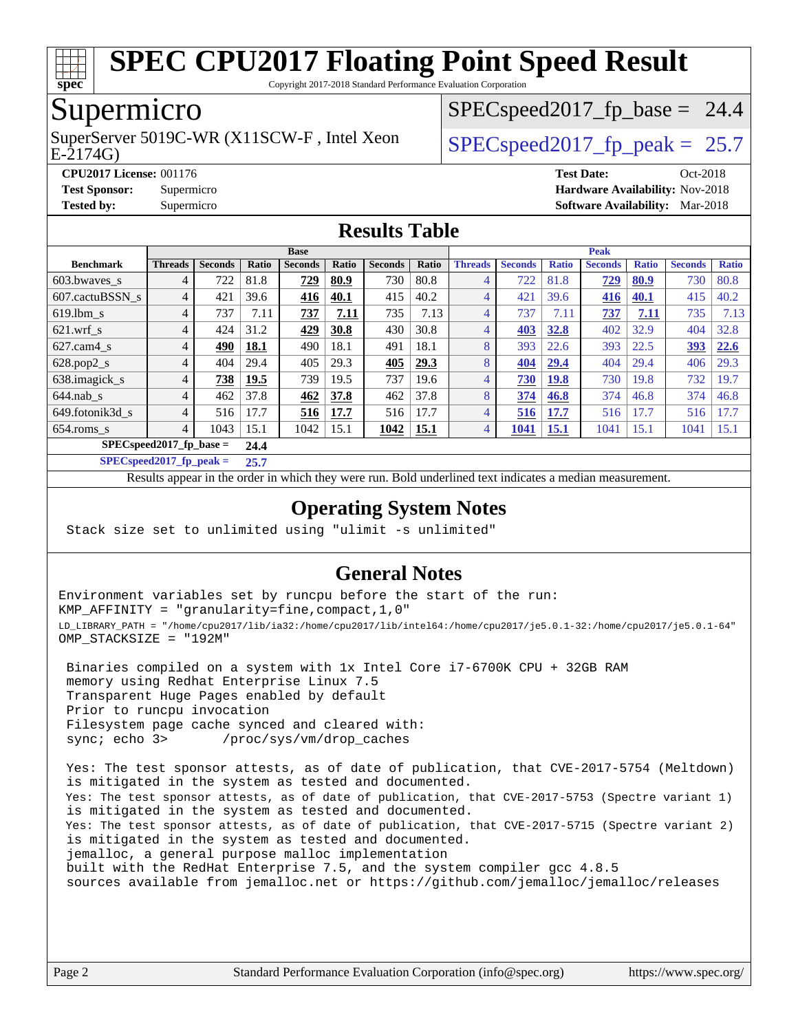# SPEC CPU2017 Floating Point Speed Result

Copyright 2017-2018 Standard Performance Evaluation Corporation

## Supermicro

SuperServer 5019C-WR (X11SCW-F , Intel Xeon E-2174G)

SPECspeed2017_fp_base = 24.4

SPECspeed2017_fp_peak = 25.7

**CPU2017 License:** 001176
**Test Sponsor:** Supermicro
**Tested by:** Supermicro

**Test Date:** Oct-2018
**Hardware Availability:** Nov-2018
**Software Availability:** Mar-2018

## Results Table

| | Base | | | | | | | Peak | | | | | | |
|---|---|---|---|---|---|---|---|---|---|---|---|---|---|---|
| **Benchmark** | **Threads** | **Seconds** | **Ratio** | **Seconds** | **Ratio** | **Seconds** | **Ratio** | **Threads** | **Seconds** | **Ratio** | **Seconds** | **Ratio** | **Seconds** | **Ratio** |
| 603.bwaves_s | 4 | 722 | 81.8 | **729** | **80.9** | 730 | 80.8 | 4 | 722 | 81.8 | **729** | **80.9** | 730 | 80.8 |
| 607.cactuBSSN_s | 4 | 421 | 39.6 | **416** | **40.1** | 415 | 40.2 | 4 | 421 | 39.6 | **416** | **40.1** | 415 | 40.2 |
| 619.lbm_s | 4 | 737 | 7.11 | **737** | **7.11** | 735 | 7.13 | 4 | 737 | 7.11 | **737** | **7.11** | 735 | 7.13 |
| 621.wrf_s | 4 | 424 | 31.2 | **429** | **30.8** | 430 | 30.8 | 4 | **403** | **32.8** | 402 | 32.9 | 404 | 32.8 |
| 627.cam4_s | 4 | **490** | **18.1** | 490 | 18.1 | 491 | 18.1 | 8 | 393 | 22.6 | 393 | 22.5 | **393** | **22.6** |
| 628.pop2_s | 4 | 404 | 29.4 | 405 | 29.3 | **405** | **29.3** | 8 | **404** | **29.4** | 404 | 29.4 | 406 | 29.3 |
| 638.imagick_s | 4 | **738** | **19.5** | 739 | 19.5 | 737 | 19.6 | 4 | **730** | **19.8** | 730 | 19.8 | 732 | 19.7 |
| 644.nab_s | 4 | 462 | 37.8 | **462** | **37.8** | 462 | 37.8 | 8 | **374** | **46.8** | 374 | 46.8 | 374 | 46.8 |
| 649.fotonik3d_s | 4 | 516 | 17.7 | **516** | **17.7** | 516 | 17.7 | 4 | **516** | **17.7** | 516 | 17.7 | 516 | 17.7 |
| 654.roms_s | 4 | 1043 | 15.1 | 1042 | 15.1 | **1042** | **15.1** | 4 | **1041** | **15.1** | 1041 | 15.1 | 1041 | 15.1 |

**SPECspeed2017_fp_base = 24.4**

**SPECspeed2017_fp_peak = 25.7**

Results appear in the order in which they were run. Bold underlined text indicates a median measurement.

## Operating System Notes

```
Stack size set to unlimited using "ulimit -s unlimited"
```

## General Notes

```
Environment variables set by runcpu before the start of the run:
KMP_AFFINITY = "granularity=fine,compact,1,0"
LD_LIBRARY_PATH = "/home/cpu2017/lib/ia32:/home/cpu2017/lib/intel64:/home/cpu2017/je5.0.1-32:/home/cpu2017/je5.0.1-64"
OMP_STACKSIZE = "192M"

 Binaries compiled on a system with 1x Intel Core i7-6700K CPU + 32GB RAM
 memory using Redhat Enterprise Linux 7.5
 Transparent Huge Pages enabled by default
 Prior to runcpu invocation
 Filesystem page cache synced and cleared with:
 sync; echo 3>       /proc/sys/vm/drop_caches

 Yes: The test sponsor attests, as of date of publication, that CVE-2017-5754 (Meltdown)
 is mitigated in the system as tested and documented.
 Yes: The test sponsor attests, as of date of publication, that CVE-2017-5753 (Spectre variant 1)
 is mitigated in the system as tested and documented.
 Yes: The test sponsor attests, as of date of publication, that CVE-2017-5715 (Spectre variant 2)
 is mitigated in the system as tested and documented.
 jemalloc, a general purpose malloc implementation
 built with the RedHat Enterprise 7.5, and the system compiler gcc 4.8.5
 sources available from jemalloc.net or https://github.com/jemalloc/jemalloc/releases
```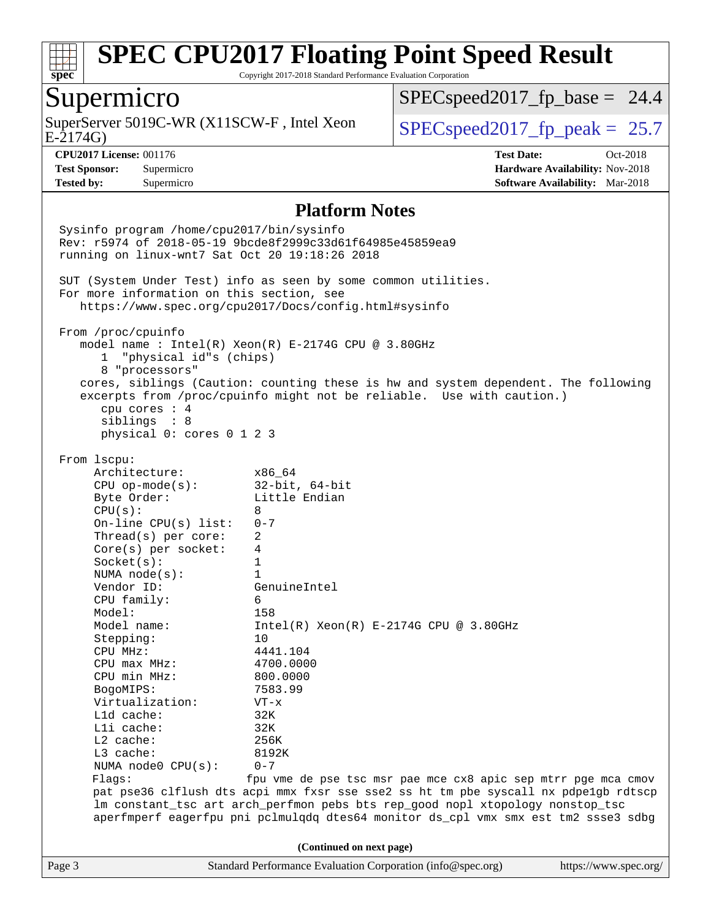# SPEC CPU2017 Floating Point Speed Result

Copyright 2017-2018 Standard Performance Evaluation Corporation

## Supermicro

SuperServer 5019C-WR (X11SCW-F , Intel Xeon E-2174G)

SPECspeed2017_fp_base = 24.4

SPECspeed2017_fp_peak = 25.7

**CPU2017 License:** 001176
**Test Sponsor:** Supermicro
**Tested by:** Supermicro

**Test Date:** Oct-2018
**Hardware Availability:** Nov-2018
**Software Availability:** Mar-2018

### Platform Notes

```
Sysinfo program /home/cpu2017/bin/sysinfo
Rev: r5974 of 2018-05-19 9bcde8f2999c33d61f64985e45859ea9
running on linux-wnt7 Sat Oct 20 19:18:26 2018

SUT (System Under Test) info as seen by some common utilities.
For more information on this section, see
   https://www.spec.org/cpu2017/Docs/config.html#sysinfo

From /proc/cpuinfo
   model name : Intel(R) Xeon(R) E-2174G CPU @ 3.80GHz
      1  "physical id"s (chips)
      8 "processors"
   cores, siblings (Caution: counting these is hw and system dependent. The following
   excerpts from /proc/cpuinfo might not be reliable.  Use with caution.)
      cpu cores : 4
      siblings  : 8
      physical 0: cores 0 1 2 3

From lscpu:
     Architecture:          x86_64
     CPU op-mode(s):        32-bit, 64-bit
     Byte Order:            Little Endian
     CPU(s):                8
     On-line CPU(s) list:   0-7
     Thread(s) per core:    2
     Core(s) per socket:    4
     Socket(s):             1
     NUMA node(s):          1
     Vendor ID:             GenuineIntel
     CPU family:            6
     Model:                 158
     Model name:            Intel(R) Xeon(R) E-2174G CPU @ 3.80GHz
     Stepping:              10
     CPU MHz:               4441.104
     CPU max MHz:           4700.0000
     CPU min MHz:           800.0000
     BogoMIPS:              7583.99
     Virtualization:        VT-x
     L1d cache:             32K
     L1i cache:             32K
     L2 cache:              256K
     L3 cache:              8192K
     NUMA node0 CPU(s):     0-7
     Flags:                 fpu vme de pse tsc msr pae mce cx8 apic sep mtrr pge mca cmov
     pat pse36 clflush dts acpi mmx fxsr sse sse2 ss ht tm pbe syscall nx pdpe1gb rdtscp
     lm constant_tsc art arch_perfmon pebs bts rep_good nopl xtopology nonstop_tsc
     aperfmperf eagerfpu pni pclmulqdq dtes64 monitor ds_cpl vmx smx est tm2 ssse3 sdbg
```

(Continued on next page)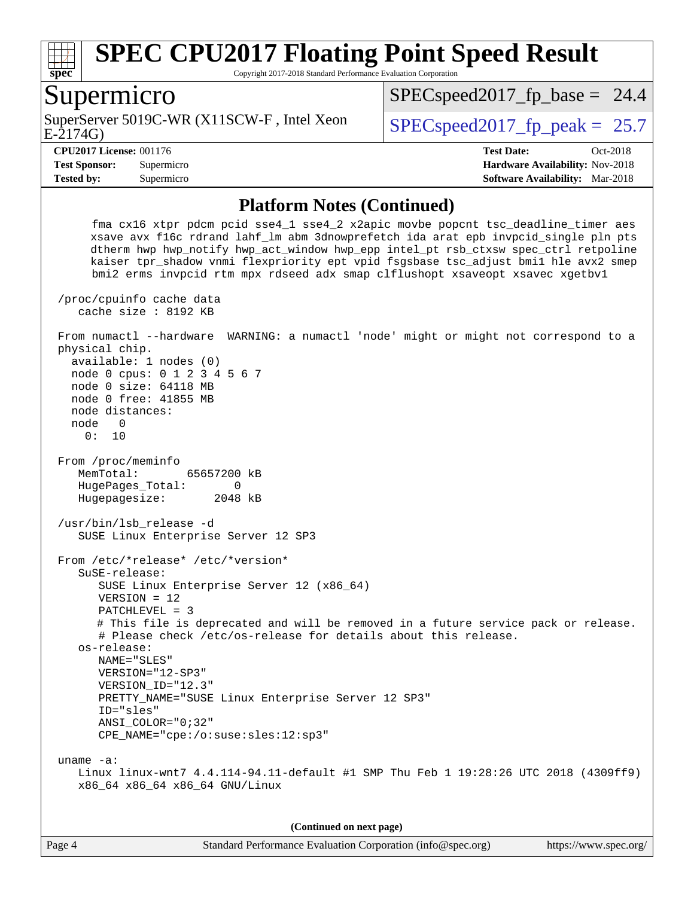## Platform Notes (Continued)

```
      fma cx16 xtpr pdcm pcid sse4_1 sse4_2 x2apic movbe popcnt tsc_deadline_timer aes
      xsave avx f16c rdrand lahf_lm abm 3dnowprefetch ida arat epb invpcid_single pln pts
      dtherm hwp hwp_notify hwp_act_window hwp_epp intel_pt rsb_ctxsw spec_ctrl retpoline
      kaiser tpr_shadow vnmi flexpriority ept vpid fsgsbase tsc_adjust bmi1 hle avx2 smep
      bmi2 erms invpcid rtm mpx rdseed adx smap clflushopt xsaveopt xsavec xgetbv1

 /proc/cpuinfo cache data
    cache size : 8192 KB

 From numactl --hardware  WARNING: a numactl 'node' might or might not correspond to a
 physical chip.
   available: 1 nodes (0)
   node 0 cpus: 0 1 2 3 4 5 6 7
   node 0 size: 64118 MB
   node 0 free: 41855 MB
   node distances:
   node   0
     0:  10

 From /proc/meminfo
    MemTotal:       65657200 kB
    HugePages_Total:       0
    Hugepagesize:       2048 kB

 /usr/bin/lsb_release -d
    SUSE Linux Enterprise Server 12 SP3

 From /etc/*release* /etc/*version*
    SuSE-release:
       SUSE Linux Enterprise Server 12 (x86_64)
       VERSION = 12
       PATCHLEVEL = 3
       # This file is deprecated and will be removed in a future service pack or release.
       # Please check /etc/os-release for details about this release.
    os-release:
       NAME="SLES"
       VERSION="12-SP3"
       VERSION_ID="12.3"
       PRETTY_NAME="SUSE Linux Enterprise Server 12 SP3"
       ID="sles"
       ANSI_COLOR="0;32"
       CPE_NAME="cpe:/o:suse:sles:12:sp3"

 uname -a:
    Linux linux-wnt7 4.4.114-94.11-default #1 SMP Thu Feb 1 19:28:26 UTC 2018 (4309ff9)
    x86_64 x86_64 x86_64 GNU/Linux
```

(Continued on next page)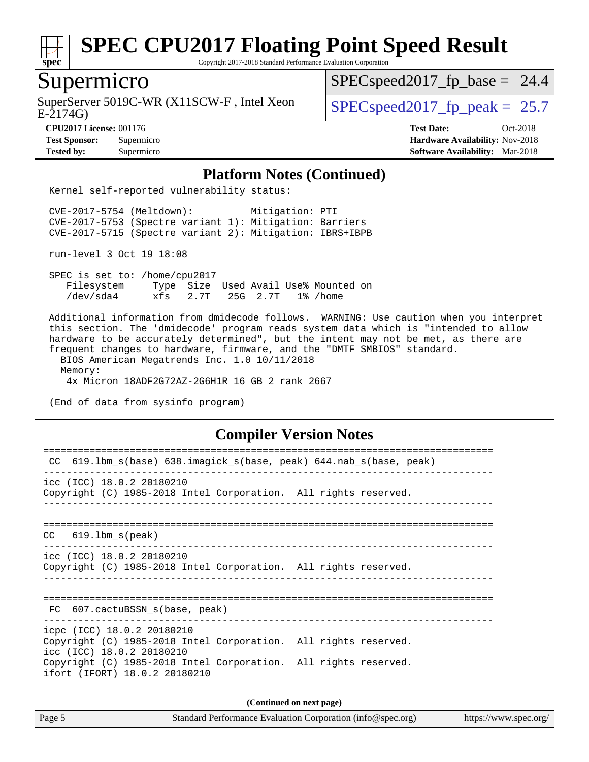## Platform Notes (Continued)

```
Kernel self-reported vulnerability status:

CVE-2017-5754 (Meltdown):          Mitigation: PTI
CVE-2017-5753 (Spectre variant 1): Mitigation: Barriers
CVE-2017-5715 (Spectre variant 2): Mitigation: IBRS+IBPB

run-level 3 Oct 19 18:08

SPEC is set to: /home/cpu2017
   Filesystem     Type  Size  Used Avail Use% Mounted on
   /dev/sda4      xfs   2.7T   25G  2.7T   1% /home

Additional information from dmidecode follows.  WARNING: Use caution when you interpret
this section. The 'dmidecode' program reads system data which is "intended to allow
hardware to be accurately determined", but the intent may not be met, as there are
frequent changes to hardware, firmware, and the "DMTF SMBIOS" standard.
  BIOS American Megatrends Inc. 1.0 10/11/2018
  Memory:
   4x Micron 18ADF2G72AZ-2G6H1R 16 GB 2 rank 2667

(End of data from sysinfo program)
```

## Compiler Version Notes

```
==============================================================================
 CC  619.lbm_s(base) 638.imagick_s(base, peak) 644.nab_s(base, peak)
------------------------------------------------------------------------------
icc (ICC) 18.0.2 20180210
Copyright (C) 1985-2018 Intel Corporation.  All rights reserved.
------------------------------------------------------------------------------

==============================================================================
 CC   619.lbm_s(peak)
------------------------------------------------------------------------------
icc (ICC) 18.0.2 20180210
Copyright (C) 1985-2018 Intel Corporation.  All rights reserved.
------------------------------------------------------------------------------

==============================================================================
 FC  607.cactuBSSN_s(base, peak)
------------------------------------------------------------------------------
icpc (ICC) 18.0.2 20180210
Copyright (C) 1985-2018 Intel Corporation.  All rights reserved.
icc (ICC) 18.0.2 20180210
Copyright (C) 1985-2018 Intel Corporation.  All rights reserved.
ifort (IFORT) 18.0.2 20180210
```

**(Continued on next page)**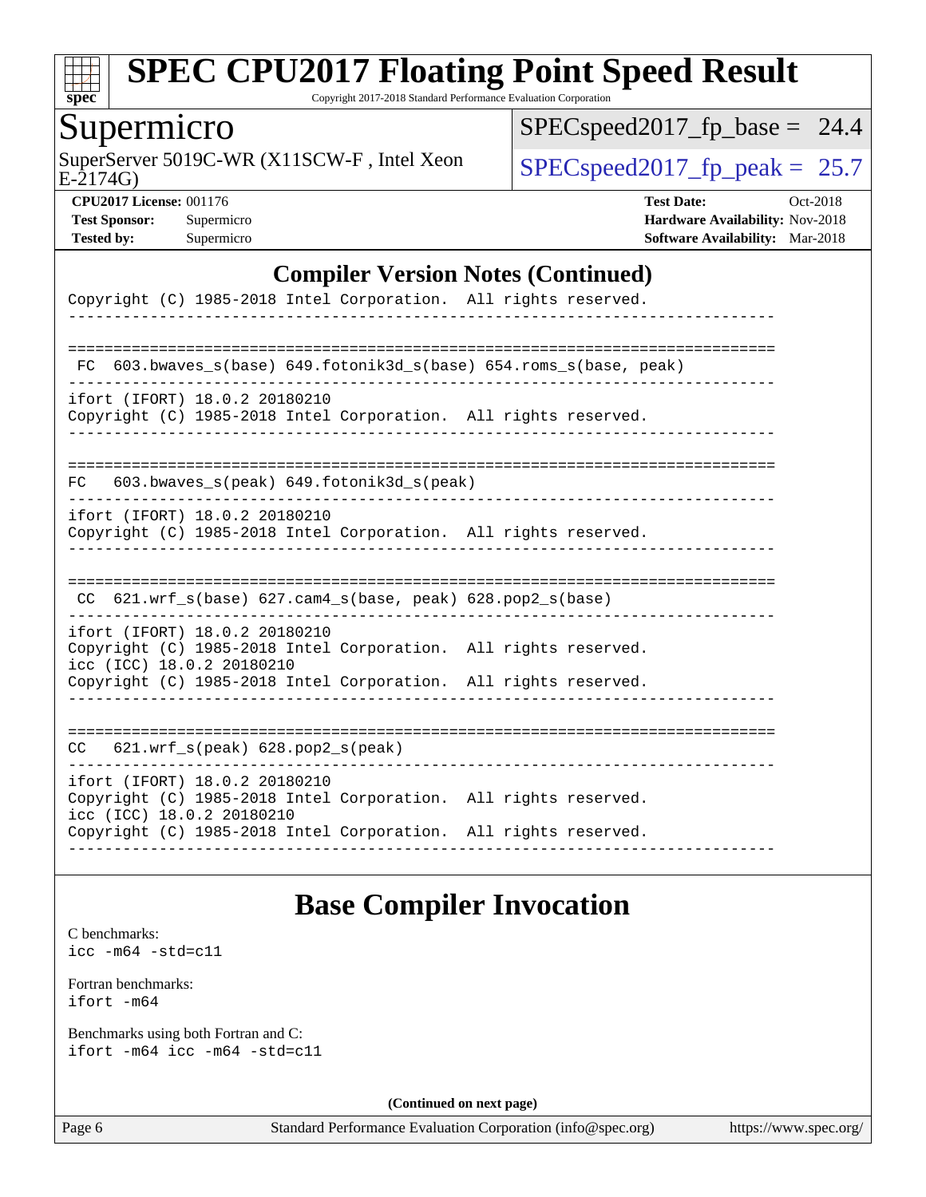## Compiler Version Notes (Continued)

```
Copyright (C) 1985-2018 Intel Corporation.  All rights reserved.
------------------------------------------------------------------------------

==============================================================================
 FC  603.bwaves_s(base) 649.fotonik3d_s(base) 654.roms_s(base, peak)
------------------------------------------------------------------------------
ifort (IFORT) 18.0.2 20180210
Copyright (C) 1985-2018 Intel Corporation.  All rights reserved.
------------------------------------------------------------------------------

==============================================================================
FC   603.bwaves_s(peak) 649.fotonik3d_s(peak)
------------------------------------------------------------------------------
ifort (IFORT) 18.0.2 20180210
Copyright (C) 1985-2018 Intel Corporation.  All rights reserved.
------------------------------------------------------------------------------

==============================================================================
 CC  621.wrf_s(base) 627.cam4_s(base, peak) 628.pop2_s(base)
------------------------------------------------------------------------------
ifort (IFORT) 18.0.2 20180210
Copyright (C) 1985-2018 Intel Corporation.  All rights reserved.
icc (ICC) 18.0.2 20180210
Copyright (C) 1985-2018 Intel Corporation.  All rights reserved.
------------------------------------------------------------------------------

==============================================================================
CC   621.wrf_s(peak) 628.pop2_s(peak)
------------------------------------------------------------------------------
ifort (IFORT) 18.0.2 20180210
Copyright (C) 1985-2018 Intel Corporation.  All rights reserved.
icc (ICC) 18.0.2 20180210
Copyright (C) 1985-2018 Intel Corporation.  All rights reserved.
------------------------------------------------------------------------------
```

## Base Compiler Invocation

C benchmarks:
icc -m64 -std=c11

Fortran benchmarks:
ifort -m64

Benchmarks using both Fortran and C:
ifort -m64 icc -m64 -std=c11

**(Continued on next page)**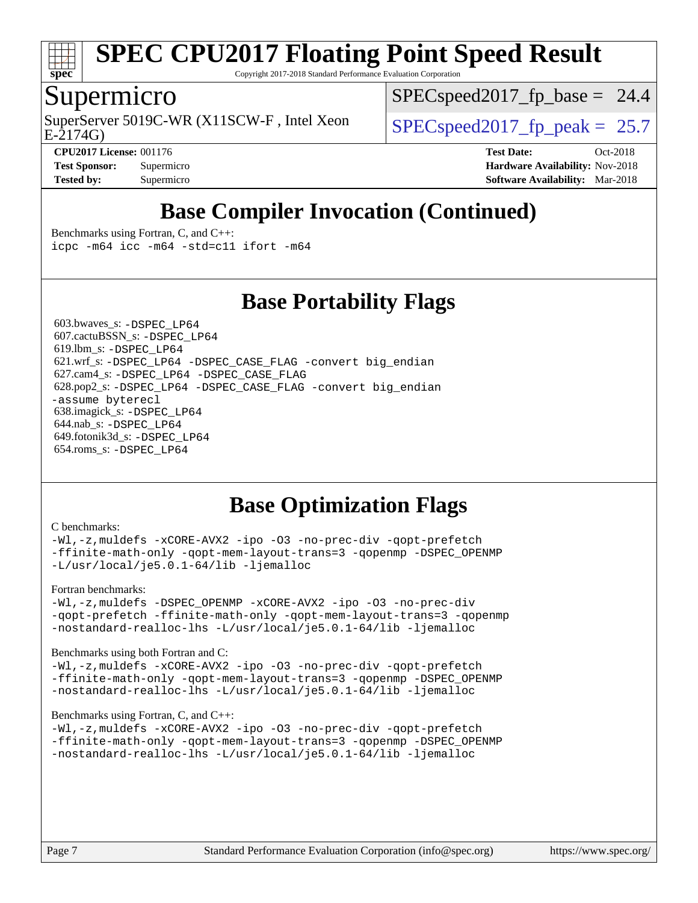# SPEC CPU2017 Floating Point Speed Result

Copyright 2017-2018 Standard Performance Evaluation Corporation

## Supermicro

SuperServer 5019C-WR (X11SCW-F , Intel Xeon E-2174G)

SPECspeed2017_fp_base = 24.4

SPECspeed2017_fp_peak = 25.7

**CPU2017 License:** 001176
**Test Sponsor:** Supermicro
**Tested by:** Supermicro

**Test Date:** Oct-2018
**Hardware Availability:** Nov-2018
**Software Availability:** Mar-2018

## Base Compiler Invocation (Continued)

Benchmarks using Fortran, C, and C++:
```
icpc -m64 icc -m64 -std=c11 ifort -m64
```

## Base Portability Flags

603.bwaves_s: `-DSPEC_LP64`
607.cactuBSSN_s: `-DSPEC_LP64`
619.lbm_s: `-DSPEC_LP64`
621.wrf_s: `-DSPEC_LP64 -DSPEC_CASE_FLAG -convert big_endian`
627.cam4_s: `-DSPEC_LP64 -DSPEC_CASE_FLAG`
628.pop2_s: `-DSPEC_LP64 -DSPEC_CASE_FLAG -convert big_endian -assume byterecl`
638.imagick_s: `-DSPEC_LP64`
644.nab_s: `-DSPEC_LP64`
649.fotonik3d_s: `-DSPEC_LP64`
654.roms_s: `-DSPEC_LP64`

## Base Optimization Flags

C benchmarks:
```
-Wl,-z,muldefs -xCORE-AVX2 -ipo -O3 -no-prec-div -qopt-prefetch
-ffinite-math-only -qopt-mem-layout-trans=3 -qopenmp -DSPEC_OPENMP
-L/usr/local/je5.0.1-64/lib -ljemalloc
```

Fortran benchmarks:
```
-Wl,-z,muldefs -DSPEC_OPENMP -xCORE-AVX2 -ipo -O3 -no-prec-div
-qopt-prefetch -ffinite-math-only -qopt-mem-layout-trans=3 -qopenmp
-nostandard-realloc-lhs -L/usr/local/je5.0.1-64/lib -ljemalloc
```

Benchmarks using both Fortran and C:
```
-Wl,-z,muldefs -xCORE-AVX2 -ipo -O3 -no-prec-div -qopt-prefetch
-ffinite-math-only -qopt-mem-layout-trans=3 -qopenmp -DSPEC_OPENMP
-nostandard-realloc-lhs -L/usr/local/je5.0.1-64/lib -ljemalloc
```

Benchmarks using Fortran, C, and C++:
```
-Wl,-z,muldefs -xCORE-AVX2 -ipo -O3 -no-prec-div -qopt-prefetch
-ffinite-math-only -qopt-mem-layout-trans=3 -qopenmp -DSPEC_OPENMP
-nostandard-realloc-lhs -L/usr/local/je5.0.1-64/lib -ljemalloc
```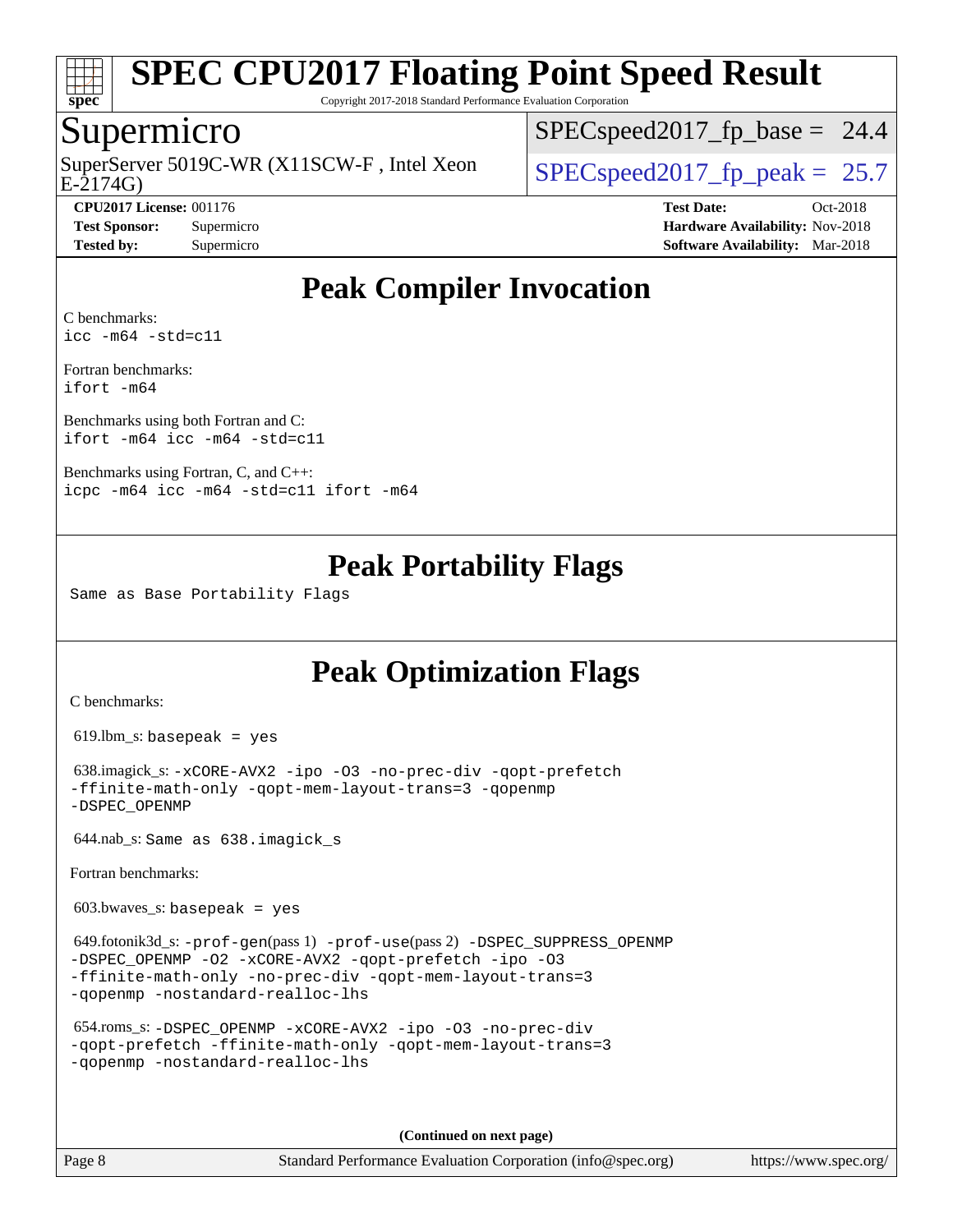## Peak Compiler Invocation

C benchmarks:
```
icc -m64 -std=c11
```

Fortran benchmarks:
```
ifort -m64
```

Benchmarks using both Fortran and C:
```
ifort -m64 icc -m64 -std=c11
```

Benchmarks using Fortran, C, and C++:
```
icpc -m64 icc -m64 -std=c11 ifort -m64
```

## Peak Portability Flags

Same as Base Portability Flags

## Peak Optimization Flags

C benchmarks:

619.lbm_s: `basepeak = yes`

638.imagick_s: `-xCORE-AVX2 -ipo -O3 -no-prec-div -qopt-prefetch -ffinite-math-only -qopt-mem-layout-trans=3 -qopenmp -DSPEC_OPENMP`

644.nab_s: `Same as 638.imagick_s`

Fortran benchmarks:

603.bwaves_s: `basepeak = yes`

649.fotonik3d_s: `-prof-gen`(pass 1) `-prof-use`(pass 2) `-DSPEC_SUPPRESS_OPENMP -DSPEC_OPENMP -O2 -xCORE-AVX2 -qopt-prefetch -ipo -O3 -ffinite-math-only -no-prec-div -qopt-mem-layout-trans=3 -qopenmp -nostandard-realloc-lhs`

654.roms_s: `-DSPEC_OPENMP -xCORE-AVX2 -ipo -O3 -no-prec-div -qopt-prefetch -ffinite-math-only -qopt-mem-layout-trans=3 -qopenmp -nostandard-realloc-lhs`

**(Continued on next page)**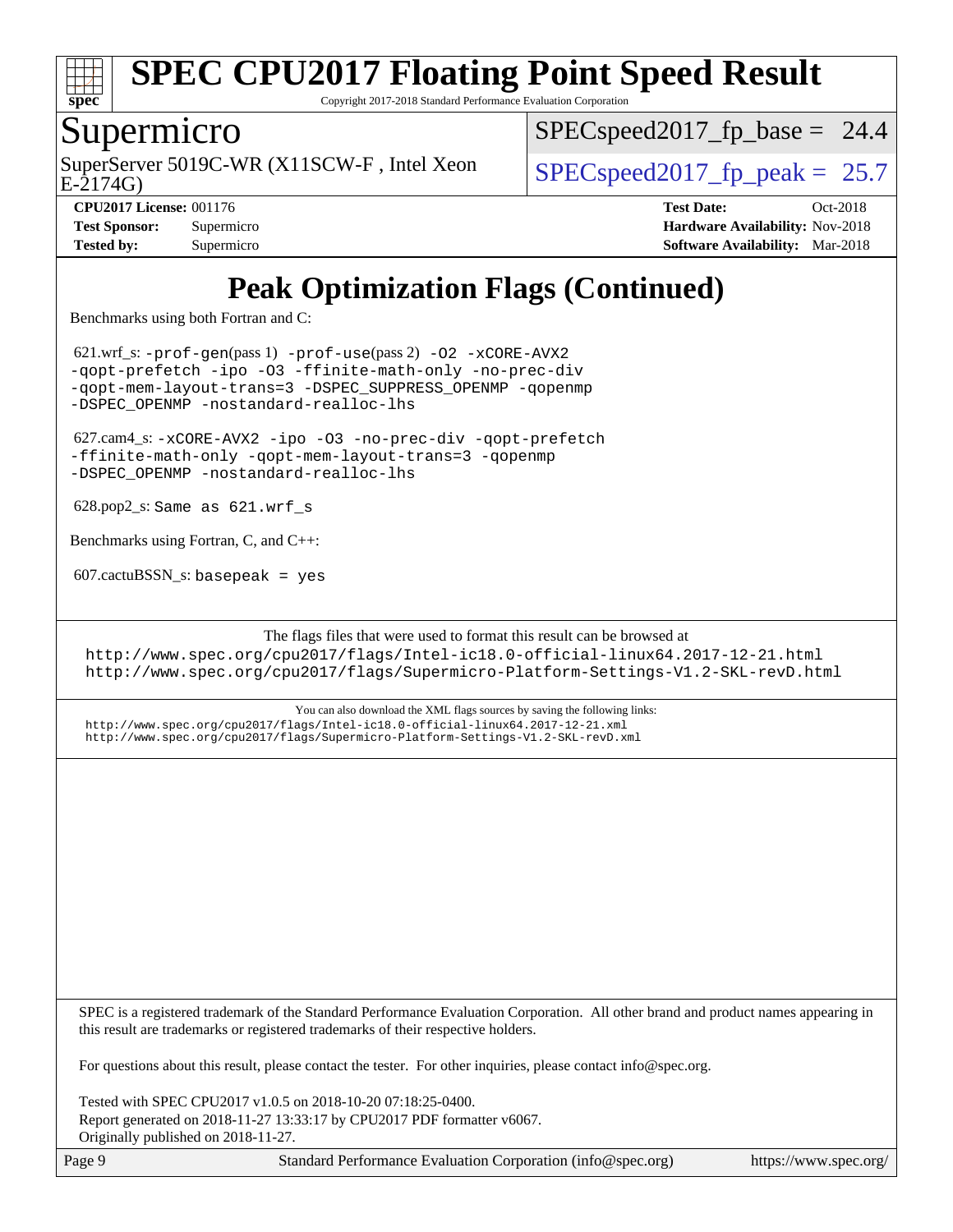# Peak Optimization Flags (Continued)

Benchmarks using both Fortran and C:

621.wrf_s: -prof-gen(pass 1) -prof-use(pass 2) -O2 -xCORE-AVX2 -qopt-prefetch -ipo -O3 -ffinite-math-only -no-prec-div -qopt-mem-layout-trans=3 -DSPEC_SUPPRESS_OPENMP -qopenmp -DSPEC_OPENMP -nostandard-realloc-lhs

627.cam4_s: -xCORE-AVX2 -ipo -O3 -no-prec-div -qopt-prefetch -ffinite-math-only -qopt-mem-layout-trans=3 -qopenmp -DSPEC_OPENMP -nostandard-realloc-lhs

628.pop2_s: Same as 621.wrf_s

Benchmarks using Fortran, C, and C++:

607.cactuBSSN_s: basepeak = yes

The flags files that were used to format this result can be browsed at
http://www.spec.org/cpu2017/flags/Intel-ic18.0-official-linux64.2017-12-21.html
http://www.spec.org/cpu2017/flags/Supermicro-Platform-Settings-V1.2-SKL-revD.html

You can also download the XML flags sources by saving the following links:
http://www.spec.org/cpu2017/flags/Intel-ic18.0-official-linux64.2017-12-21.xml
http://www.spec.org/cpu2017/flags/Supermicro-Platform-Settings-V1.2-SKL-revD.xml

SPEC is a registered trademark of the Standard Performance Evaluation Corporation. All other brand and product names appearing in this result are trademarks or registered trademarks of their respective holders.

For questions about this result, please contact the tester. For other inquiries, please contact info@spec.org.

Tested with SPEC CPU2017 v1.0.5 on 2018-10-20 07:18:25-0400.
Report generated on 2018-11-27 13:33:17 by CPU2017 PDF formatter v6067.
Originally published on 2018-11-27.